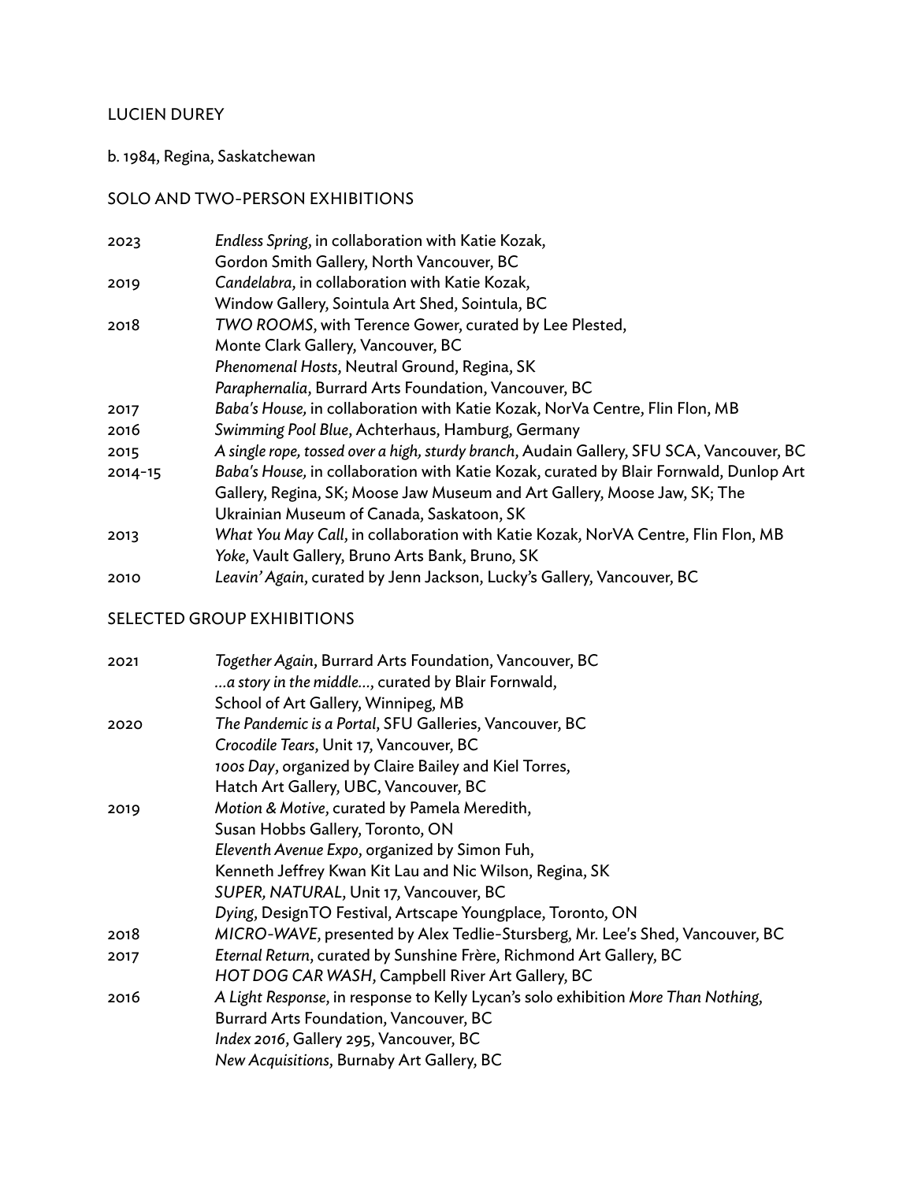# LUCIEN DUREY

b. 1984, Regina, Saskatchewan

## SOLO AND TWO-PERSON EXHIBITIONS

| | |
|---|---|
| 2023 | *Endless Spring*, in collaboration with Katie Kozak, Gordon Smith Gallery, North Vancouver, BC |
| 2019 | *Candelabra*, in collaboration with Katie Kozak, Window Gallery, Sointula Art Shed, Sointula, BC |
| 2018 | *TWO ROOMS*, with Terence Gower, curated by Lee Plested, Monte Clark Gallery, Vancouver, BC |
| | *Phenomenal Hosts*, Neutral Ground, Regina, SK |
| | *Paraphernalia*, Burrard Arts Foundation, Vancouver, BC |
| 2017 | *Baba's House*, in collaboration with Katie Kozak, NorVa Centre, Flin Flon, MB |
| 2016 | *Swimming Pool Blue*, Achterhaus, Hamburg, Germany |
| 2015 | *A single rope, tossed over a high, sturdy branch*, Audain Gallery, SFU SCA, Vancouver, BC |
| 2014-15 | *Baba's House*, in collaboration with Katie Kozak, curated by Blair Fornwald, Dunlop Art Gallery, Regina, SK; Moose Jaw Museum and Art Gallery, Moose Jaw, SK; The Ukrainian Museum of Canada, Saskatoon, SK |
| 2013 | *What You May Call*, in collaboration with Katie Kozak, NorVA Centre, Flin Flon, MB |
| | *Yoke*, Vault Gallery, Bruno Arts Bank, Bruno, SK |
| 2010 | *Leavin' Again*, curated by Jenn Jackson, Lucky's Gallery, Vancouver, BC |

## SELECTED GROUP EXHIBITIONS

| | |
|---|---|
| 2021 | *Together Again*, Burrard Arts Foundation, Vancouver, BC |
| | *...a story in the middle...*, curated by Blair Fornwald, School of Art Gallery, Winnipeg, MB |
| 2020 | *The Pandemic is a Portal*, SFU Galleries, Vancouver, BC |
| | *Crocodile Tears*, Unit 17, Vancouver, BC |
| | *100s Day*, organized by Claire Bailey and Kiel Torres, Hatch Art Gallery, UBC, Vancouver, BC |
| 2019 | *Motion & Motive*, curated by Pamela Meredith, Susan Hobbs Gallery, Toronto, ON |
| | *Eleventh Avenue Expo*, organized by Simon Fuh, Kenneth Jeffrey Kwan Kit Lau and Nic Wilson, Regina, SK |
| | *SUPER, NATURAL*, Unit 17, Vancouver, BC |
| | *Dying*, DesignTO Festival, Artscape Youngplace, Toronto, ON |
| 2018 | *MICRO-WAVE*, presented by Alex Tedlie-Stursberg, Mr. Lee's Shed, Vancouver, BC |
| 2017 | *Eternal Return*, curated by Sunshine Frère, Richmond Art Gallery, BC |
| | *HOT DOG CAR WASH*, Campbell River Art Gallery, BC |
| 2016 | *A Light Response*, in response to Kelly Lycan's solo exhibition *More Than Nothing*, Burrard Arts Foundation, Vancouver, BC |
| | *Index 2016*, Gallery 295, Vancouver, BC |
| | *New Acquisitions*, Burnaby Art Gallery, BC |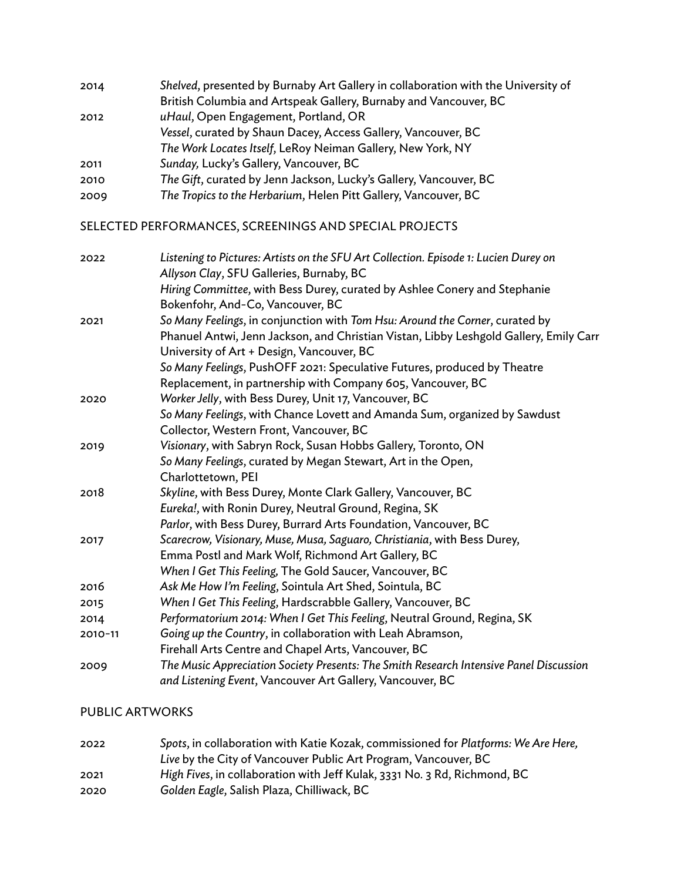| | |
|---|---|
| 2014 | *Shelved*, presented by Burnaby Art Gallery in collaboration with the University of British Columbia and Artspeak Gallery, Burnaby and Vancouver, BC |
| 2012 | *uHaul*, Open Engagement, Portland, OR |
| | *Vessel*, curated by Shaun Dacey, Access Gallery, Vancouver, BC |
| | *The Work Locates Itself*, LeRoy Neiman Gallery, New York, NY |
| 2011 | *Sunday,* Lucky's Gallery, Vancouver, BC |
| 2010 | *The Gift*, curated by Jenn Jackson, Lucky's Gallery, Vancouver, BC |
| 2009 | *The Tropics to the Herbarium*, Helen Pitt Gallery, Vancouver, BC |

## SELECTED PERFORMANCES, SCREENINGS AND SPECIAL PROJECTS

| | |
|---|---|
| 2022 | *Listening to Pictures: Artists on the SFU Art Collection. Episode 1: Lucien Durey on Allyson Clay*, SFU Galleries, Burnaby, BC |
| | *Hiring Committee*, with Bess Durey, curated by Ashlee Conery and Stephanie Bokenfohr, And-Co, Vancouver, BC |
| 2021 | *So Many Feelings*, in conjunction with *Tom Hsu: Around the Corner*, curated by Phanuel Antwi, Jenn Jackson, and Christian Vistan, Libby Leshgold Gallery, Emily Carr University of Art + Design, Vancouver, BC |
| | *So Many Feelings*, PushOFF 2021: Speculative Futures, produced by Theatre Replacement, in partnership with Company 605, Vancouver, BC |
| 2020 | *Worker Jelly*, with Bess Durey, Unit 17, Vancouver, BC |
| | *So Many Feelings*, with Chance Lovett and Amanda Sum, organized by Sawdust Collector, Western Front, Vancouver, BC |
| 2019 | *Visionary*, with Sabryn Rock, Susan Hobbs Gallery, Toronto, ON |
| | *So Many Feelings*, curated by Megan Stewart, Art in the Open, Charlottetown, PEI |
| 2018 | *Skyline*, with Bess Durey, Monte Clark Gallery, Vancouver, BC |
| | *Eureka!*, with Ronin Durey, Neutral Ground, Regina, SK |
| | *Parlor*, with Bess Durey, Burrard Arts Foundation, Vancouver, BC |
| 2017 | *Scarecrow, Visionary, Muse, Musa, Saguaro, Christiania*, with Bess Durey, Emma Postl and Mark Wolf, Richmond Art Gallery, BC |
| | *When I Get This Feeling,* The Gold Saucer, Vancouver, BC |
| 2016 | *Ask Me How I'm Feeling*, Sointula Art Shed, Sointula, BC |
| 2015 | *When I Get This Feeling*, Hardscrabble Gallery, Vancouver, BC |
| 2014 | *Performatorium 2014: When I Get This Feeling*, Neutral Ground, Regina, SK |
| 2010–11 | *Going up the Country*, in collaboration with Leah Abramson, Firehall Arts Centre and Chapel Arts, Vancouver, BC |
| 2009 | *The Music Appreciation Society Presents: The Smith Research Intensive Panel Discussion and Listening Event*, Vancouver Art Gallery, Vancouver, BC |

## PUBLIC ARTWORKS

| | |
|---|---|
| 2022 | *Spots*, in collaboration with Katie Kozak, commissioned for *Platforms: We Are Here, Live* by the City of Vancouver Public Art Program, Vancouver, BC |
| 2021 | *High Fives*, in collaboration with Jeff Kulak, 3331 No. 3 Rd, Richmond, BC |
| 2020 | *Golden Eagle*, Salish Plaza, Chilliwack, BC |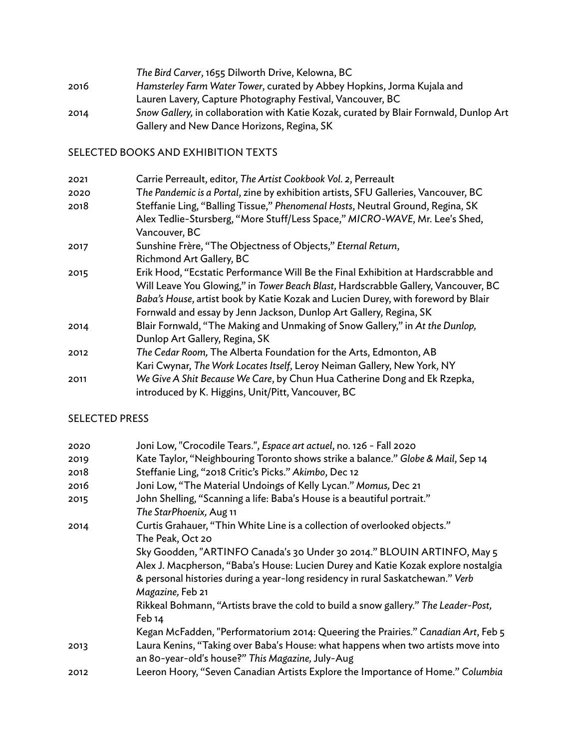*The Bird Carver*, 1655 Dilworth Drive, Kelowna, BC

2016 *Hamsterley Farm Water Tower*, curated by Abbey Hopkins, Jorma Kujala and Lauren Lavery, Capture Photography Festival, Vancouver, BC

2014 *Snow Gallery,* in collaboration with Katie Kozak, curated by Blair Fornwald, Dunlop Art Gallery and New Dance Horizons, Regina, SK

## SELECTED BOOKS AND EXHIBITION TEXTS

2021 Carrie Perreault, editor, *The Artist Cookbook Vol. 2*, Perreault

2020 T*he Pandemic is a Portal*, zine by exhibition artists, SFU Galleries, Vancouver, BC

2018 Steffanie Ling, "Balling Tissue," *Phenomenal Hosts*, Neutral Ground, Regina, SK
Alex Tedlie-Stursberg, "More Stuff/Less Space," *MICRO-WAVE*, Mr. Lee's Shed, Vancouver, BC

2017 Sunshine Frère, "The Objectness of Objects," *Eternal Return*, Richmond Art Gallery, BC

2015 Erik Hood, "Ecstatic Performance Will Be the Final Exhibition at Hardscrabble and Will Leave You Glowing," in *Tower Beach Blast,* Hardscrabble Gallery, Vancouver, BC
*Baba's House*, artist book by Katie Kozak and Lucien Durey, with foreword by Blair Fornwald and essay by Jenn Jackson, Dunlop Art Gallery, Regina, SK

2014 Blair Fornwald, "The Making and Unmaking of Snow Gallery," in *At the Dunlop,* Dunlop Art Gallery, Regina, SK

2012 *The Cedar Room,* The Alberta Foundation for the Arts, Edmonton, AB
Kari Cwynar, *The Work Locates Itself*, Leroy Neiman Gallery, New York, NY

2011 *We Give A Shit Because We Care*, by Chun Hua Catherine Dong and Ek Rzepka, introduced by K. Higgins, Unit/Pitt, Vancouver, BC

## SELECTED PRESS

2020 Joni Low, "Crocodile Tears.", *Espace art actuel*, no. 126 - Fall 2020

2019 Kate Taylor, "Neighbouring Toronto shows strike a balance." *Globe & Mail*, Sep 14

2018 Steffanie Ling, "2018 Critic's Picks." *Akimbo*, Dec 12

2016 Joni Low, "The Material Undoings of Kelly Lycan." *Momus,* Dec 21

2015 John Shelling, "Scanning a life: Baba's House is a beautiful portrait." *The StarPhoenix,* Aug 11

2014 Curtis Grahauer, "Thin White Line is a collection of overlooked objects." The Peak, Oct 20
Sky Goodden, "ARTINFO Canada's 30 Under 30 2014." BLOUIN ARTINFO, May 5
Alex J. Macpherson, "Baba's House: Lucien Durey and Katie Kozak explore nostalgia & personal histories during a year-long residency in rural Saskatchewan." *Verb Magazine,* Feb 21
Rikkeal Bohmann, "Artists brave the cold to build a snow gallery." *The Leader-Post,* Feb 14
Kegan McFadden, "Performatorium 2014: Queering the Prairies." *Canadian Art*, Feb 5

2013 Laura Kenins, "Taking over Baba's House: what happens when two artists move into an 80-year-old's house?" *This Magazine,* July-Aug

2012 Leeron Hoory, "Seven Canadian Artists Explore the Importance of Home." *Columbia*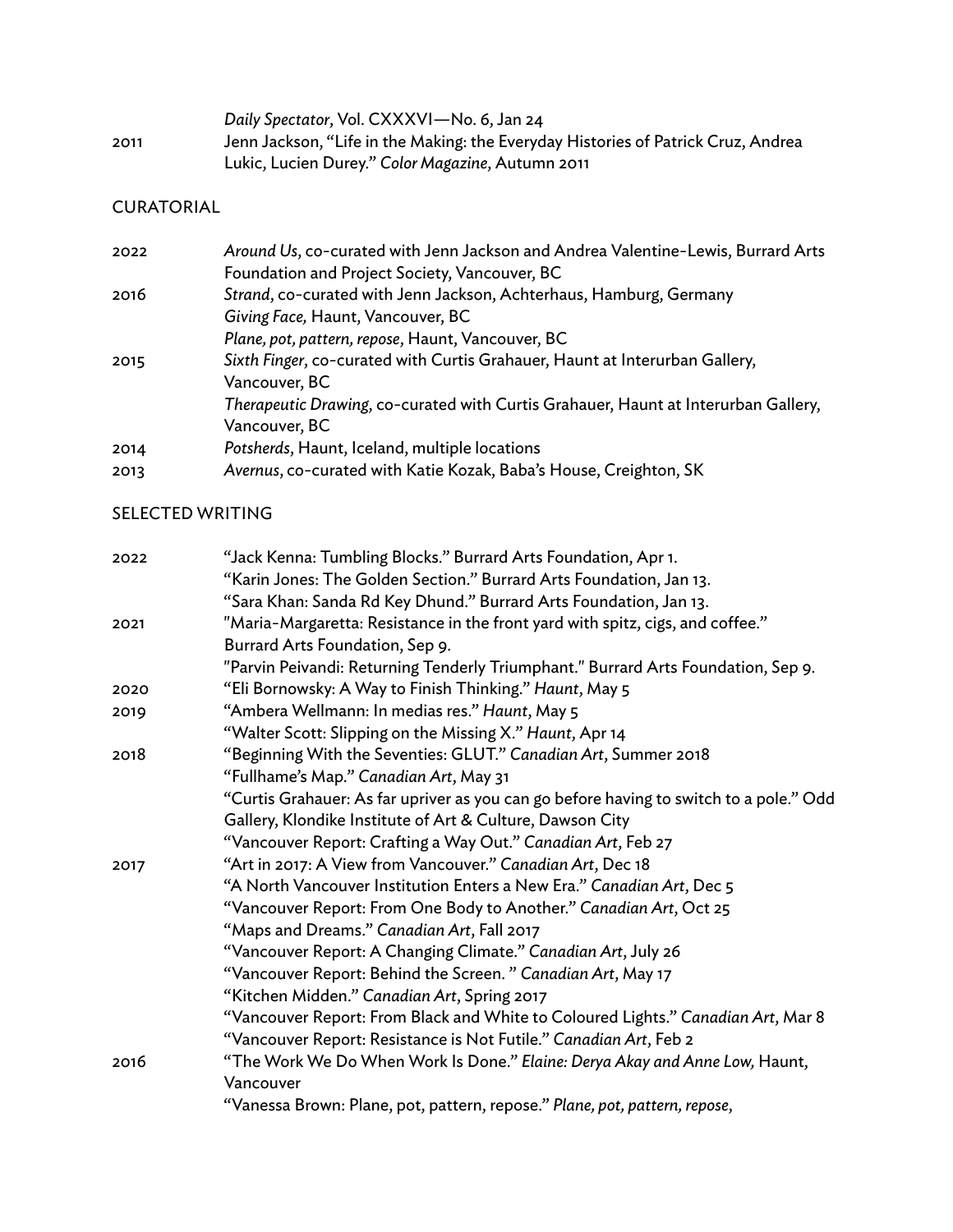*Daily Spectator*, Vol. CXXXVI—No. 6, Jan 24

2011 Jenn Jackson, "Life in the Making: the Everyday Histories of Patrick Cruz, Andrea Lukic, Lucien Durey." *Color Magazine*, Autumn 2011

## CURATORIAL

2022 *Around Us*, co-curated with Jenn Jackson and Andrea Valentine-Lewis, Burrard Arts Foundation and Project Society, Vancouver, BC

2016 *Strand*, co-curated with Jenn Jackson, Achterhaus, Hamburg, Germany
*Giving Face,* Haunt, Vancouver, BC
*Plane, pot, pattern, repose*, Haunt, Vancouver, BC

2015 *Sixth Finger*, co-curated with Curtis Grahauer, Haunt at Interurban Gallery, Vancouver, BC
*Therapeutic Drawing*, co-curated with Curtis Grahauer, Haunt at Interurban Gallery, Vancouver, BC

2014 *Potsherds*, Haunt, Iceland, multiple locations

2013 *Avernus*, co-curated with Katie Kozak, Baba's House, Creighton, SK

## SELECTED WRITING

2022 "Jack Kenna: Tumbling Blocks." Burrard Arts Foundation, Apr 1.
"Karin Jones: The Golden Section." Burrard Arts Foundation, Jan 13.
"Sara Khan: Sanda Rd Key Dhund." Burrard Arts Foundation, Jan 13.

2021 "Maria-Margaretta: Resistance in the front yard with spitz, cigs, and coffee." Burrard Arts Foundation, Sep 9.
"Parvin Peivandi: Returning Tenderly Triumphant." Burrard Arts Foundation, Sep 9.

2020 "Eli Bornowsky: A Way to Finish Thinking." *Haunt*, May 5

2019 "Ambera Wellmann: In medias res." *Haunt*, May 5
"Walter Scott: Slipping on the Missing X." *Haunt*, Apr 14

2018 "Beginning With the Seventies: GLUT." *Canadian Art*, Summer 2018
"Fullhame's Map." *Canadian Art*, May 31
"Curtis Grahauer: As far upriver as you can go before having to switch to a pole." Odd Gallery, Klondike Institute of Art & Culture, Dawson City
"Vancouver Report: Crafting a Way Out." *Canadian Art*, Feb 27

2017 "Art in 2017: A View from Vancouver." *Canadian Art*, Dec 18
"A North Vancouver Institution Enters a New Era." *Canadian Art*, Dec 5
"Vancouver Report: From One Body to Another." *Canadian Art*, Oct 25
"Maps and Dreams." *Canadian Art*, Fall 2017
"Vancouver Report: A Changing Climate." *Canadian Art*, July 26
"Vancouver Report: Behind the Screen. " *Canadian Art*, May 17
"Kitchen Midden." *Canadian Art*, Spring 2017
"Vancouver Report: From Black and White to Coloured Lights." *Canadian Art*, Mar 8
"Vancouver Report: Resistance is Not Futile." *Canadian Art*, Feb 2

2016 "The Work We Do When Work Is Done." *Elaine: Derya Akay and Anne Low,* Haunt, Vancouver
"Vanessa Brown: Plane, pot, pattern, repose." *Plane, pot, pattern, repose*,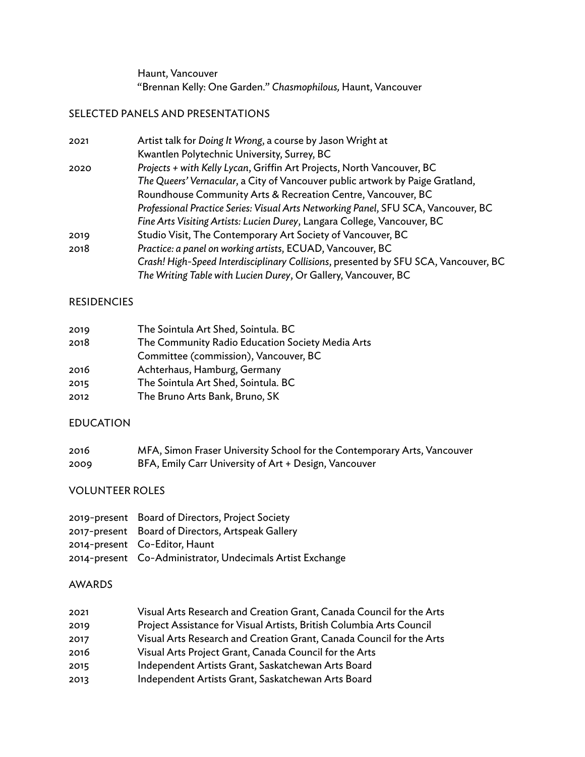Haunt, Vancouver
"Brennan Kelly: One Garden." *Chasmophilous,* Haunt, Vancouver

## SELECTED PANELS AND PRESENTATIONS

| | |
|---|---|
| 2021 | Artist talk for *Doing It Wrong*, a course by Jason Wright at Kwantlen Polytechnic University, Surrey, BC |
| 2020 | *Projects + with Kelly Lycan*, Griffin Art Projects, North Vancouver, BC |
| | *The Queers' Vernacular*, a City of Vancouver public artwork by Paige Gratland, Roundhouse Community Arts & Recreation Centre, Vancouver, BC |
| | *Professional Practice Series: Visual Arts Networking Panel*, SFU SCA, Vancouver, BC |
| | *Fine Arts Visiting Artists: Lucien Durey*, Langara College, Vancouver, BC |
| 2019 | Studio Visit, The Contemporary Art Society of Vancouver, BC |
| 2018 | *Practice: a panel on working artists,* ECUAD, Vancouver, BC |
| | *Crash! High-Speed Interdisciplinary Collisions*, presented by SFU SCA, Vancouver, BC |
| | *The Writing Table with Lucien Durey*, Or Gallery, Vancouver, BC |

## RESIDENCIES

| | |
|---|---|
| 2019 | The Sointula Art Shed, Sointula. BC |
| 2018 | The Community Radio Education Society Media Arts Committee (commission), Vancouver, BC |
| 2016 | Achterhaus, Hamburg, Germany |
| 2015 | The Sointula Art Shed, Sointula. BC |
| 2012 | The Bruno Arts Bank, Bruno, SK |

## EDUCATION

| | |
|---|---|
| 2016 | MFA, Simon Fraser University School for the Contemporary Arts, Vancouver |
| 2009 | BFA, Emily Carr University of Art + Design, Vancouver |

## VOLUNTEER ROLES

| | |
|---|---|
| 2019-present | Board of Directors, Project Society |
| 2017-present | Board of Directors, Artspeak Gallery |
| 2014-present | Co-Editor, Haunt |
| 2014-present | Co-Administrator, Undecimals Artist Exchange |

## AWARDS

| | |
|---|---|
| 2021 | Visual Arts Research and Creation Grant, Canada Council for the Arts |
| 2019 | Project Assistance for Visual Artists, British Columbia Arts Council |
| 2017 | Visual Arts Research and Creation Grant, Canada Council for the Arts |
| 2016 | Visual Arts Project Grant, Canada Council for the Arts |
| 2015 | Independent Artists Grant, Saskatchewan Arts Board |
| 2013 | Independent Artists Grant, Saskatchewan Arts Board |